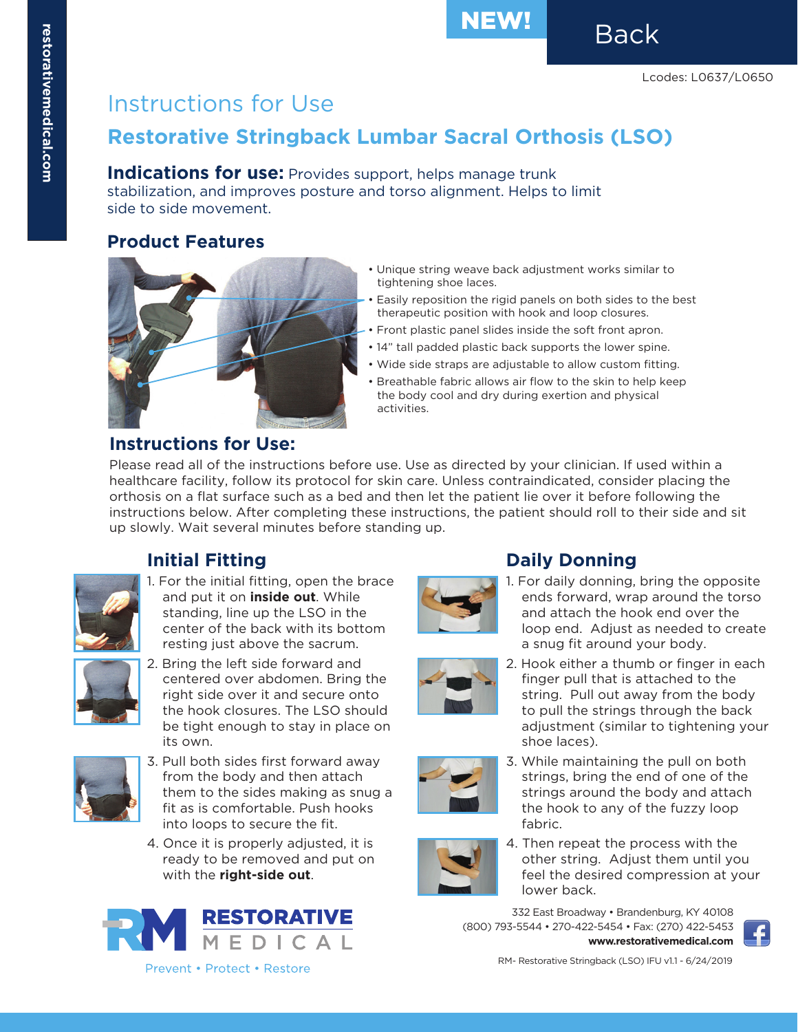NEW! Back

Lcodes: L0637/L0650

# Instructions for Use

## Restorative Stringback Lumbar Sacral Orthosis (LSO)

**Indications for use:** Provides support, helps manage trunk stabilization, and improves posture and torso alignment. Helps to limit side to side movement.

### Product Features

- Unique string weave back adjustment works similar to tightening shoe laces.
- Easily reposition the rigid panels on both sides to the best therapeutic position with hook and loop closures.
- Front plastic panel slides inside the soft front apron.
- 14" tall padded plastic back supports the lower spine.
- Wide side straps are adjustable to allow custom fitting.
- Breathable fabric allows air flow to the skin to help keep the body cool and dry during exertion and physical activities.

### Instructions for Use:

Please read all of the instructions before use. Use as directed by your clinician. If used within a healthcare facility, follow its protocol for skin care. Unless contraindicated, consider placing the orthosis on a flat surface such as a bed and then let the patient lie over it before following the instructions below. After completing these instructions, the patient should roll to their side and sit up slowly. Wait several minutes before standing up.

### Initial Fitting

1. For the initial fitting, open the brace and put it on **inside out**. While standing, line up the LSO in the center of the back with its bottom resting just above the sacrum.
2. Bring the left side forward and centered over abdomen. Bring the right side over it and secure onto the hook closures. The LSO should be tight enough to stay in place on its own.
3. Pull both sides first forward away from the body and then attach them to the sides making as snug a fit as is comfortable. Push hooks into loops to secure the fit.
4. Once it is properly adjusted, it is ready to be removed and put on with the **right-side out**.

### Daily Donning

1. For daily donning, bring the opposite ends forward, wrap around the torso and attach the hook end over the loop end. Adjust as needed to create a snug fit around your body.
2. Hook either a thumb or finger in each finger pull that is attached to the string. Pull out away from the body to pull the strings through the back adjustment (similar to tightening your shoe laces).
3. While maintaining the pull on both strings, bring the end of one of the strings around the body and attach the hook to any of the fuzzy loop fabric.
4. Then repeat the process with the other string. Adjust them until you feel the desired compression at your lower back.

RESTORATIVE MEDICAL

Prevent • Protect • Restore

332 East Broadway • Brandenburg, KY 40108
(800) 793-5544 • 270-422-5454 • Fax: (270) 422-5453
**www.restorativemedical.com**

RM- Restorative Stringback (LSO) IFU v1.1 - 6/24/2019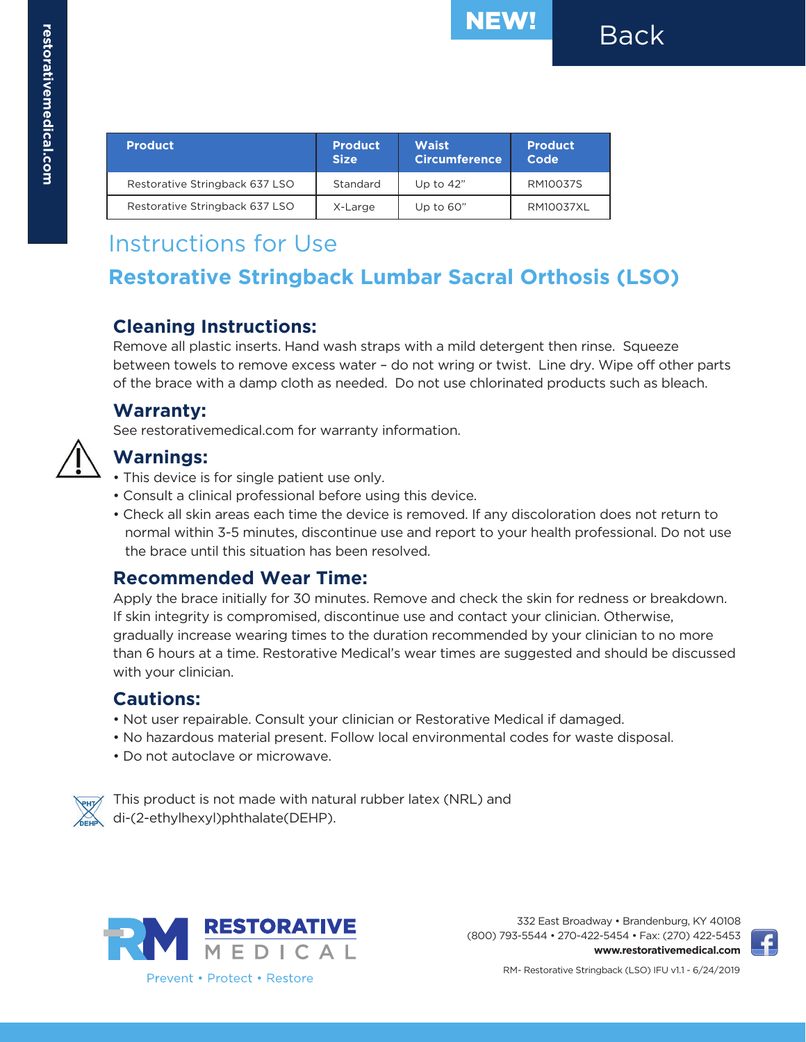NEW! Back

| Product | Product Size | Waist Circumference | Product Code |
|---|---|---|---|
| Restorative Stringback 637 LSO | Standard | Up to 42" | RM10037S |
| Restorative Stringback 637 LSO | X-Large | Up to 60" | RM10037XL |

# Instructions for Use

## Restorative Stringback Lumbar Sacral Orthosis (LSO)

### Cleaning Instructions:

Remove all plastic inserts. Hand wash straps with a mild detergent then rinse. Squeeze between towels to remove excess water – do not wring or twist. Line dry. Wipe off other parts of the brace with a damp cloth as needed. Do not use chlorinated products such as bleach.

### Warranty:

See restorativemedical.com for warranty information.

### Warnings:

- This device is for single patient use only.
- Consult a clinical professional before using this device.
- Check all skin areas each time the device is removed. If any discoloration does not return to normal within 3-5 minutes, discontinue use and report to your health professional. Do not use the brace until this situation has been resolved.

### Recommended Wear Time:

Apply the brace initially for 30 minutes. Remove and check the skin for redness or breakdown. If skin integrity is compromised, discontinue use and contact your clinician. Otherwise, gradually increase wearing times to the duration recommended by your clinician to no more than 6 hours at a time. Restorative Medical's wear times are suggested and should be discussed with your clinician.

### Cautions:

- Not user repairable. Consult your clinician or Restorative Medical if damaged.
- No hazardous material present. Follow local environmental codes for waste disposal.
- Do not autoclave or microwave.

This product is not made with natural rubber latex (NRL) and di-(2-ethylhexyl)phthalate(DEHP).

RESTORATIVE MEDICAL

Prevent • Protect • Restore

332 East Broadway • Brandenburg, KY 40108
(800) 793-5544 • 270-422-5454 • Fax: (270) 422-5453
**www.restorativemedical.com**

RM- Restorative Stringback (LSO) IFU v1.1 - 6/24/2019